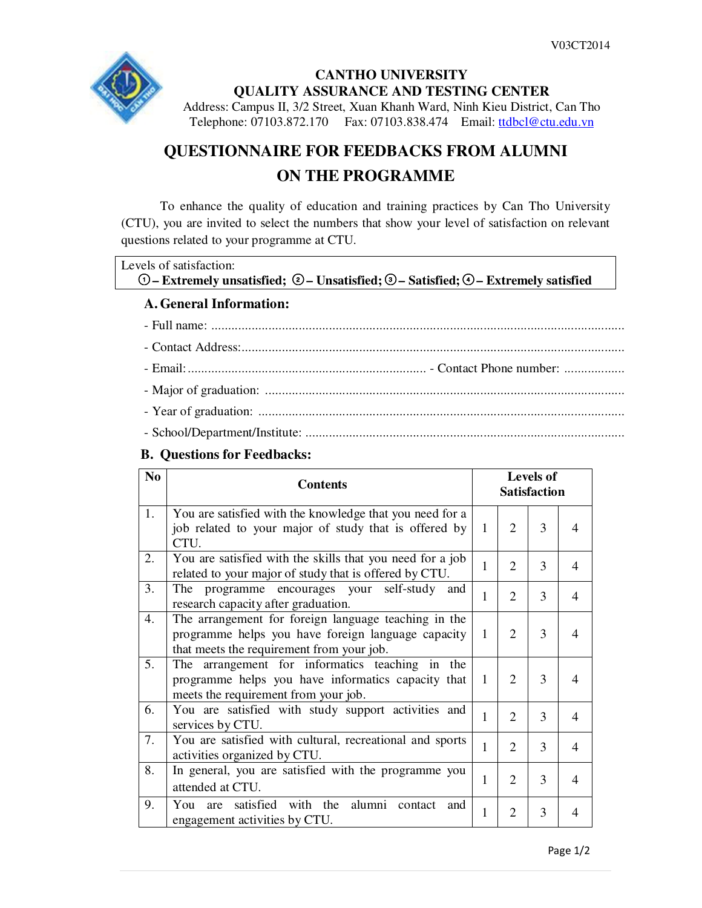V03CT2014

**CANTHO UNIVERSITY**
**QUALITY ASSURANCE AND TESTING CENTER**
Address: Campus II, 3/2 Street, Xuan Khanh Ward, Ninh Kieu District, Can Tho
Telephone: 07103.872.170 Fax: 07103.838.474 Email: ttdbcl@ctu.edu.vn

# QUESTIONNAIRE FOR FEEDBACKS FROM ALUMNI ON THE PROGRAMME

To enhance the quality of education and training practices by Can Tho University (CTU), you are invited to select the numbers that show your level of satisfaction on relevant questions related to your programme at CTU.

Levels of satisfaction:
**① – Extremely unsatisfied; ② – Unsatisfied; ③ – Satisfied; ④ – Extremely satisfied**

## A. General Information:

- Full name: ..........................................................................................................................
- Contact Address:..................................................................................................................
- Email:....................................................................... - Contact Phone number: .................
- Major of graduation: ...........................................................................................................
- Year of graduation: .............................................................................................................
- School/Department/Institute: ..............................................................................................

## B. Questions for Feedbacks:

| No | Contents | Levels of Satisfaction | | | |
|---|---|---|---|---|---|
| 1. | You are satisfied with the knowledge that you need for a job related to your major of study that is offered by CTU. | 1 | 2 | 3 | 4 |
| 2. | You are satisfied with the skills that you need for a job related to your major of study that is offered by CTU. | 1 | 2 | 3 | 4 |
| 3. | The programme encourages your self-study and research capacity after graduation. | 1 | 2 | 3 | 4 |
| 4. | The arrangement for foreign language teaching in the programme helps you have foreign language capacity that meets the requirement from your job. | 1 | 2 | 3 | 4 |
| 5. | The arrangement for informatics teaching in the programme helps you have informatics capacity that meets the requirement from your job. | 1 | 2 | 3 | 4 |
| 6. | You are satisfied with study support activities and services by CTU. | 1 | 2 | 3 | 4 |
| 7. | You are satisfied with cultural, recreational and sports activities organized by CTU. | 1 | 2 | 3 | 4 |
| 8. | In general, you are satisfied with the programme you attended at CTU. | 1 | 2 | 3 | 4 |
| 9. | You are satisfied with the alumni contact and engagement activities by CTU. | 1 | 2 | 3 | 4 |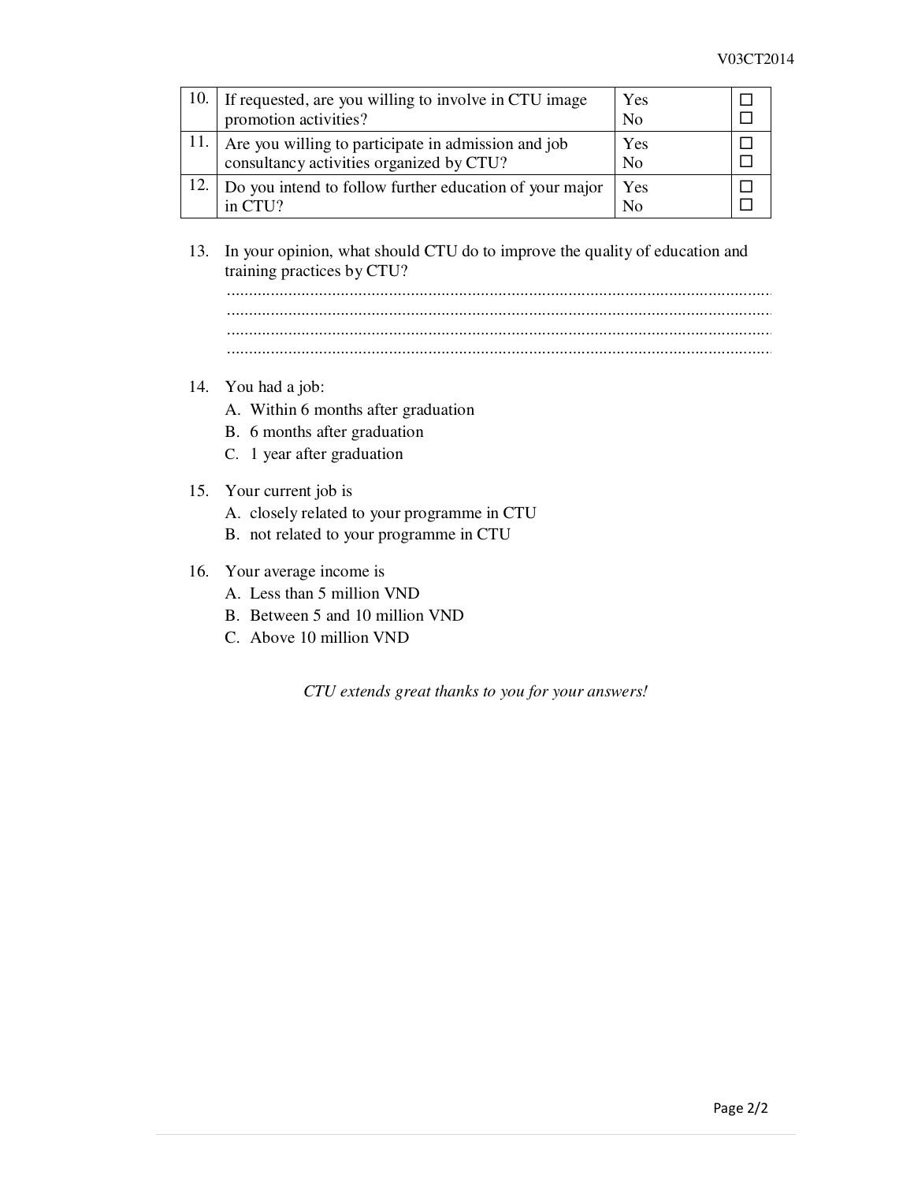| | | | |
|---|---|---|---|
| 10. | If requested, are you willing to involve in CTU image promotion activities? | Yes<br>No | ☐<br>☐ |
| 11. | Are you willing to participate in admission and job consultancy activities organized by CTU? | Yes<br>No | ☐<br>☐ |
| 12. | Do you intend to follow further education of your major in CTU? | Yes<br>No | ☐<br>☐ |

13. In your opinion, what should CTU do to improve the quality of education and training practices by CTU?
    ..........................................................................................................................
    ..........................................................................................................................
    ..........................................................................................................................
    ..........................................................................................................................

14. You had a job:
    A. Within 6 months after graduation
    B. 6 months after graduation
    C. 1 year after graduation

15. Your current job is
    A. closely related to your programme in CTU
    B. not related to your programme in CTU

16. Your average income is
    A. Less than 5 million VND
    B. Between 5 and 10 million VND
    C. Above 10 million VND

*CTU extends great thanks to you for your answers!*